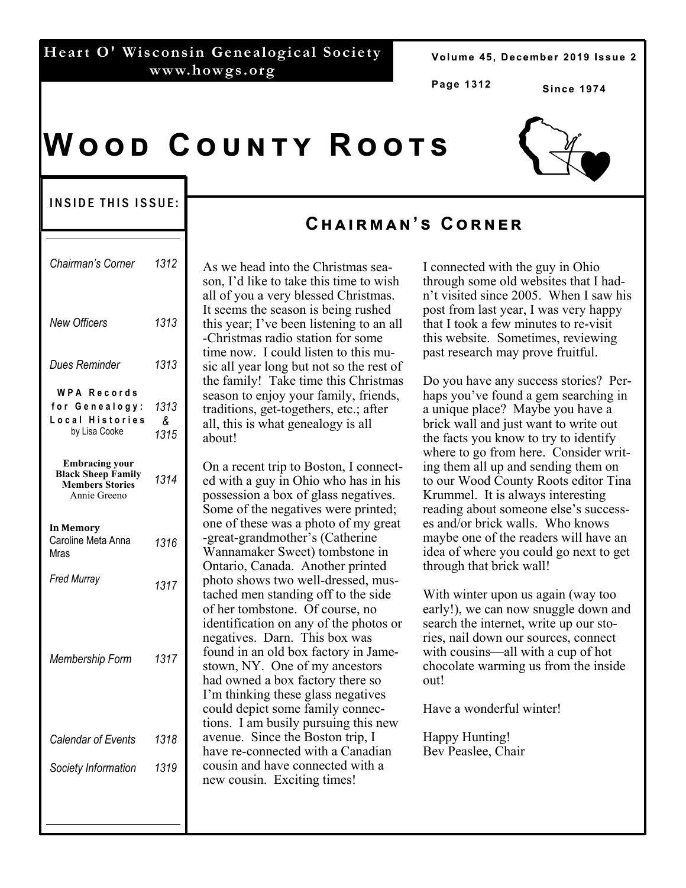Heart O' Wisconsin Genealogical Society
www.howgs.org

Since 1974

# Wood County Roots

## Inside This Issue:

| | |
|---|---|
| *Chairman's Corner* | 1312 |
| *New Officers* | 1313 |
| *Dues Reminder* | 1313 |
| WPA Records for Genealogy: Local Histories by Lisa Cooke | 1313 & 1315 |
| **Embracing your Black Sheep Family Members Stories** Annie Greeno | 1314 |
| **In Memory** Caroline Meta Anna Mras | 1316 |
| *Fred Murray* | 1317 |
| *Membership Form* | 1317 |
| *Calendar of Events* | 1318 |
| *Society Information* | 1319 |

## Chairman's Corner

As we head into the Christmas season, I'd like to take this time to wish all of you a very blessed Christmas. It seems the season is being rushed this year; I've been listening to an all-Christmas radio station for some time now. I could listen to this music all year long but not so the rest of the family! Take time this Christmas season to enjoy your family, friends, traditions, get-togethers, etc.; after all, this is what genealogy is all about!

On a recent trip to Boston, I connected with a guy in Ohio who has in his possession a box of glass negatives. Some of the negatives were printed; one of these was a photo of my great-great-grandmother's (Catherine Wannamaker Sweet) tombstone in Ontario, Canada. Another printed photo shows two well-dressed, mustached men standing off to the side of her tombstone. Of course, no identification on any of the photos or negatives. Darn. This box was found in an old box factory in Jamestown, NY. One of my ancestors had owned a box factory there so I'm thinking these glass negatives could depict some family connections. I am busily pursuing this new avenue. Since the Boston trip, I have re-connected with a Canadian cousin and have connected with a new cousin. Exciting times!

I connected with the guy in Ohio through some old websites that I hadn't visited since 2005. When I saw his post from last year, I was very happy that I took a few minutes to re-visit this website. Sometimes, reviewing past research may prove fruitful.

Do you have any success stories? Perhaps you've found a gem searching in a unique place? Maybe you have a brick wall and just want to write out the facts you know to try to identify where to go from here. Consider writing them all up and sending them on to our Wood County Roots editor Tina Krummel. It is always interesting reading about someone else's successes and/or brick walls. Who knows maybe one of the readers will have an idea of where you could go next to get through that brick wall!

With winter upon us again (way too early!), we can now snuggle down and search the internet, write up our stories, nail down our sources, connect with cousins—all with a cup of hot chocolate warming us from the inside out!

Have a wonderful winter!

Happy Hunting!
Bev Peaslee, Chair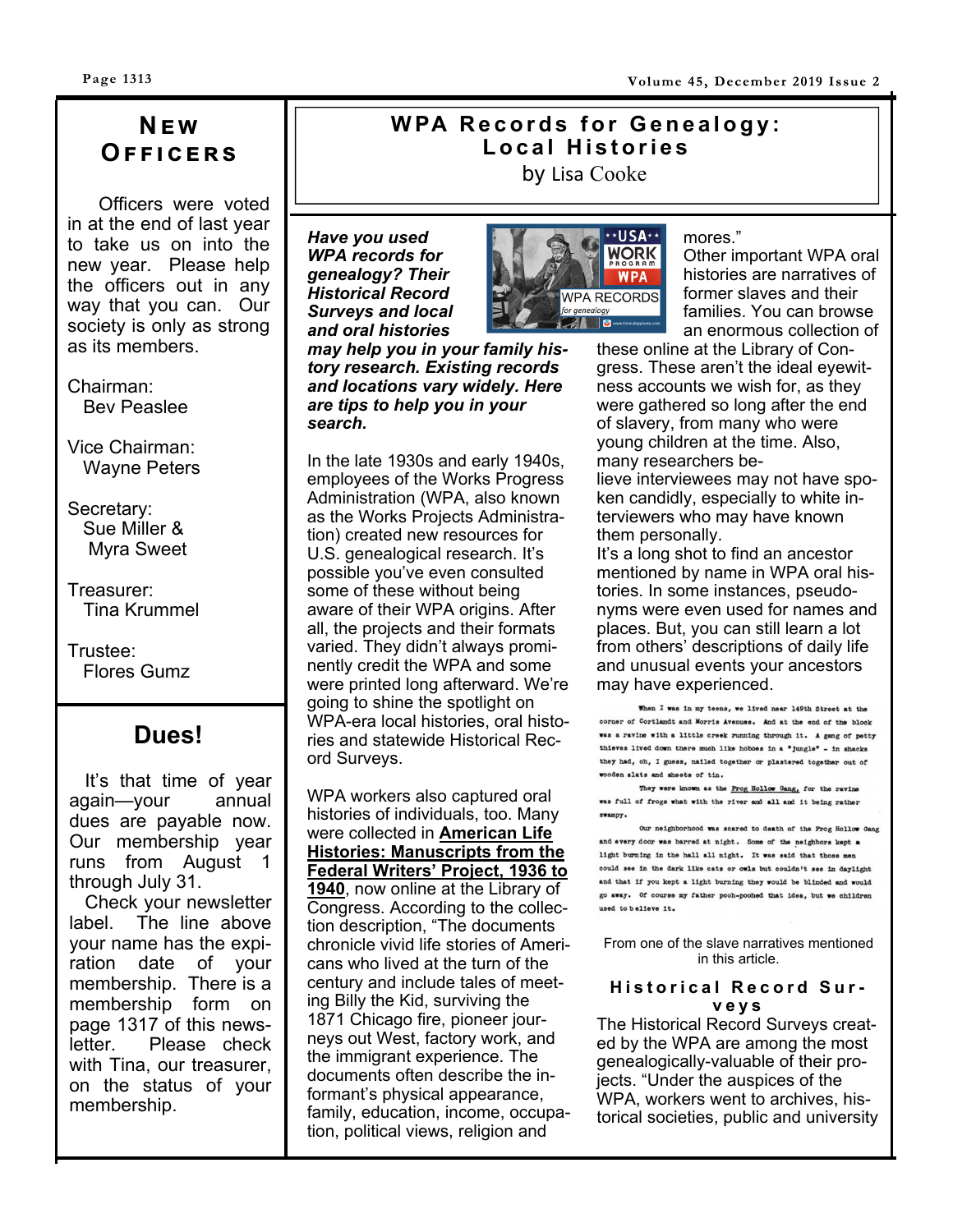## New Officers

Officers were voted in at the end of last year to take us on into the new year. Please help the officers out in any way that you can. Our society is only as strong as its members.

Chairman:
Bev Peaslee

Vice Chairman:
Wayne Peters

Secretary:
Sue Miller &
Myra Sweet

Treasurer:
Tina Krummel

Trustee:
Flores Gumz

## Dues!

It's that time of year again—your annual dues are payable now. Our membership year runs from August 1 through July 31.

Check your newsletter label. The line above your name has the expiration date of your membership. There is a membership form on page 1317 of this newsletter. Please check with Tina, our treasurer, on the status of your membership.

## WPA Records for Genealogy: Local Histories

by Lisa Cooke

***Have you used WPA records for genealogy? Their Historical Record Surveys and local and oral histories may help you in your family history research. Existing records and locations vary widely. Here are tips to help you in your search.***

In the late 1930s and early 1940s, employees of the Works Progress Administration (WPA, also known as the Works Projects Administration) created new resources for U.S. genealogical research. It's possible you've even consulted some of these without being aware of their WPA origins. After all, the projects and their formats varied. They didn't always prominently credit the WPA and some were printed long afterward. We're going to shine the spotlight on WPA-era local histories, oral histories and statewide Historical Record Surveys.

WPA workers also captured oral histories of individuals, too. Many were collected in **American Life Histories: Manuscripts from the Federal Writers' Project, 1936 to 1940**, now online at the Library of Congress. According to the collection description, "The documents chronicle vivid life stories of Americans who lived at the turn of the century and include tales of meeting Billy the Kid, surviving the 1871 Chicago fire, pioneer journeys out West, factory work, and the immigrant experience. The documents often describe the informant's physical appearance, family, education, income, occupation, political views, religion and mores."

Other important WPA oral histories are narratives of former slaves and their families. You can browse an enormous collection of these online at the Library of Congress. These aren't the ideal eyewitness accounts we wish for, as they were gathered so long after the end of slavery, from many who were young children at the time. Also, many researchers believe interviewees may not have spoken candidly, especially to white interviewers who may have known them personally.

It's a long shot to find an ancestor mentioned by name in WPA oral histories. In some instances, pseudonyms were even used for names and places. But, you can still learn a lot from others' descriptions of daily life and unusual events your ancestors may have experienced.

> When I was in my teens, we lived near 149th Street at the corner of Cortlandt and Morris Avenues. And at the end of the block was a ravine with a little creek running through it. A gang of petty thieves lived down there much like hoboes in a "jungle" - in shacks they had, oh, I guess, nailed together or plastered together out of wooden slats and sheets of tin.
>
> They were known as the Frog Hollow Gang, for the ravine was full of frogs what with the river and all and it being rather swampy.
>
> Our neighborhood was scared to death of the Frog Hollow Gang and every door was barred at night. Some of the neighbors kept a light burning in the hall all night. It was said that those men could see in the dark like cats or owls but couldn't see in daylight and that if you kept a light burning they would be blinded and would go away. Of course my father pooh-poohed that idea, but we children used to believe it.

From one of the slave narratives mentioned in this article.

### Historical Record Surveys

The Historical Record Surveys created by the WPA are among the most genealogically-valuable of their projects. "Under the auspices of the WPA, workers went to archives, historical societies, public and university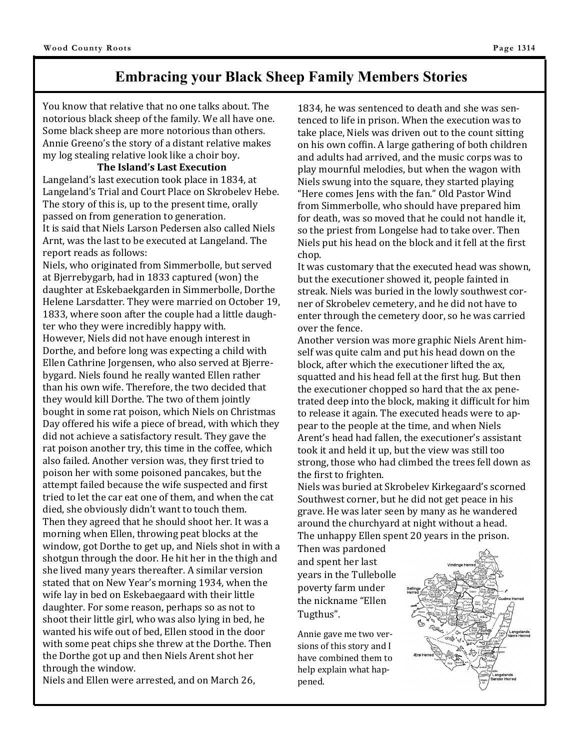# Embracing your Black Sheep Family Members Stories

You know that relative that no one talks about. The notorious black sheep of the family. We all have one. Some black sheep are more notorious than others. Annie Greeno's the story of a distant relative makes my log stealing relative look like a choir boy.

**The Island's Last Execution**

Langeland's last execution took place in 1834, at Langeland's Trial and Court Place on Skrobelev Hebe. The story of this is, up to the present time, orally passed on from generation to generation.

It is said that Niels Larson Pedersen also called Niels Arnt, was the last to be executed at Langeland. The report reads as follows:

Niels, who originated from Simmerbolle, but served at Bjerrebygarb, had in 1833 captured (won) the daughter at Eskebaekgarden in Simmerbolle, Dorthe Helene Larsdatter. They were married on October 19, 1833, where soon after the couple had a little daughter who they were incredibly happy with.

However, Niels did not have enough interest in Dorthe, and before long was expecting a child with Ellen Cathrine Jorgensen, who also served at Bjerrebygard. Niels found he really wanted Ellen rather than his own wife. Therefore, the two decided that they would kill Dorthe. The two of them jointly bought in some rat poison, which Niels on Christmas Day offered his wife a piece of bread, with which they did not achieve a satisfactory result. They gave the rat poison another try, this time in the coffee, which also failed. Another version was, they first tried to poison her with some poisoned pancakes, but the attempt failed because the wife suspected and first tried to let the car eat one of them, and when the cat died, she obviously didn't want to touch them.

Then they agreed that he should shoot her. It was a morning when Ellen, throwing peat blocks at the window, got Dorthe to get up, and Niels shot in with a shotgun through the door. He hit her in the thigh and she lived many years thereafter. A similar version stated that on New Year's morning 1934, when the wife lay in bed on Eskebaegaard with their little daughter. For some reason, perhaps so as not to shoot their little girl, who was also lying in bed, he wanted his wife out of bed, Ellen stood in the door with some peat chips she threw at the Dorthe. Then the Dorthe got up and then Niels Arent shot her through the window.

Niels and Ellen were arrested, and on March 26, 1834, he was sentenced to death and she was sentenced to life in prison. When the execution was to take place, Niels was driven out to the count sitting on his own coffin. A large gathering of both children and adults had arrived, and the music corps was to play mournful melodies, but when the wagon with Niels swung into the square, they started playing "Here comes Jens with the fan." Old Pastor Wind from Simmerbolle, who should have prepared him for death, was so moved that he could not handle it, so the priest from Longelse had to take over. Then Niels put his head on the block and it fell at the first chop.

It was customary that the executed head was shown, but the executioner showed it, people fainted in streak. Niels was buried in the lowly southwest corner of Skrobelev cemetery, and he did not have to enter through the cemetery door, so he was carried over the fence.

Another version was more graphic Niels Arent himself was quite calm and put his head down on the block, after which the executioner lifted the ax, squatted and his head fell at the first hug. But then the executioner chopped so hard that the ax penetrated deep into the block, making it difficult for him to release it again. The executed heads were to appear to the people at the time, and when Niels Arent's head had fallen, the executioner's assistant took it and held it up, but the view was still too strong, those who had climbed the trees fell down as the first to frighten.

Niels was buried at Skrobelev Kirkegaard's scorned Southwest corner, but he did not get peace in his grave. He was later seen by many as he wandered around the churchyard at night without a head.

The unhappy Ellen spent 20 years in the prison. Then was pardoned and spent her last years in the Tullebolle poverty farm under the nickname "Ellen Tugthus".

Annie gave me two versions of this story and I have combined them to help explain what happened.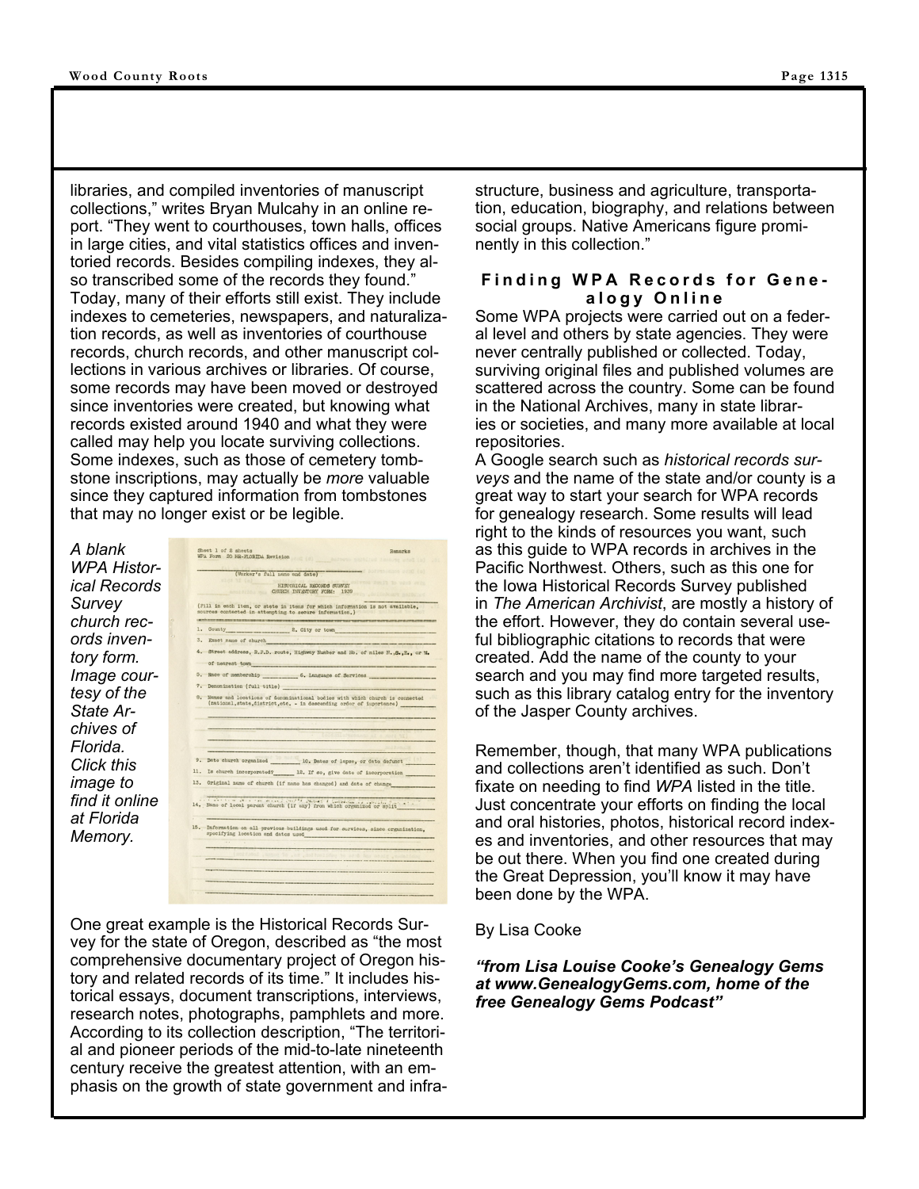libraries, and compiled inventories of manuscript collections," writes Bryan Mulcahy in an online report. "They went to courthouses, town halls, offices in large cities, and vital statistics offices and inventoried records. Besides compiling indexes, they also transcribed some of the records they found." Today, many of their efforts still exist. They include indexes to cemeteries, newspapers, and naturalization records, as well as inventories of courthouse records, church records, and other manuscript collections in various archives or libraries. Of course, some records may have been moved or destroyed since inventories were created, but knowing what records existed around 1940 and what they were called may help you locate surviving collections. Some indexes, such as those of cemetery tombstone inscriptions, may actually be *more* valuable since they captured information from tombstones that may no longer exist or be legible.

*A blank WPA Historical Records Survey church records inventory form. Image courtesy of the State Archives of Florida. Click this image to find it online at Florida Memory.*

One great example is the Historical Records Survey for the state of Oregon, described as "the most comprehensive documentary project of Oregon history and related records of its time." It includes historical essays, document transcriptions, interviews, research notes, photographs, pamphlets and more. According to its collection description, "The territorial and pioneer periods of the mid-to-late nineteenth century receive the greatest attention, with an emphasis on the growth of state government and infrastructure, business and agriculture, transportation, education, biography, and relations between social groups. Native Americans figure prominently in this collection."

## Finding WPA Records for Genealogy Online

Some WPA projects were carried out on a federal level and others by state agencies. They were never centrally published or collected. Today, surviving original files and published volumes are scattered across the country. Some can be found in the National Archives, many in state libraries or societies, and many more available at local repositories.

A Google search such as *historical records surveys* and the name of the state and/or county is a great way to start your search for WPA records for genealogy research. Some results will lead right to the kinds of resources you want, such as this guide to WPA records in archives in the Pacific Northwest. Others, such as this one for the Iowa Historical Records Survey published in *The American Archivist*, are mostly a history of the effort. However, they do contain several useful bibliographic citations to records that were created. Add the name of the county to your search and you may find more targeted results, such as this library catalog entry for the inventory of the Jasper County archives.

Remember, though, that many WPA publications and collections aren't identified as such. Don't fixate on needing to find *WPA* listed in the title. Just concentrate your efforts on finding the local and oral histories, photos, historical record indexes and inventories, and other resources that may be out there. When you find one created during the Great Depression, you'll know it may have been done by the WPA.

By Lisa Cooke

***"from Lisa Louise Cooke's Genealogy Gems at www.GenealogyGems.com, home of the free Genealogy Gems Podcast"***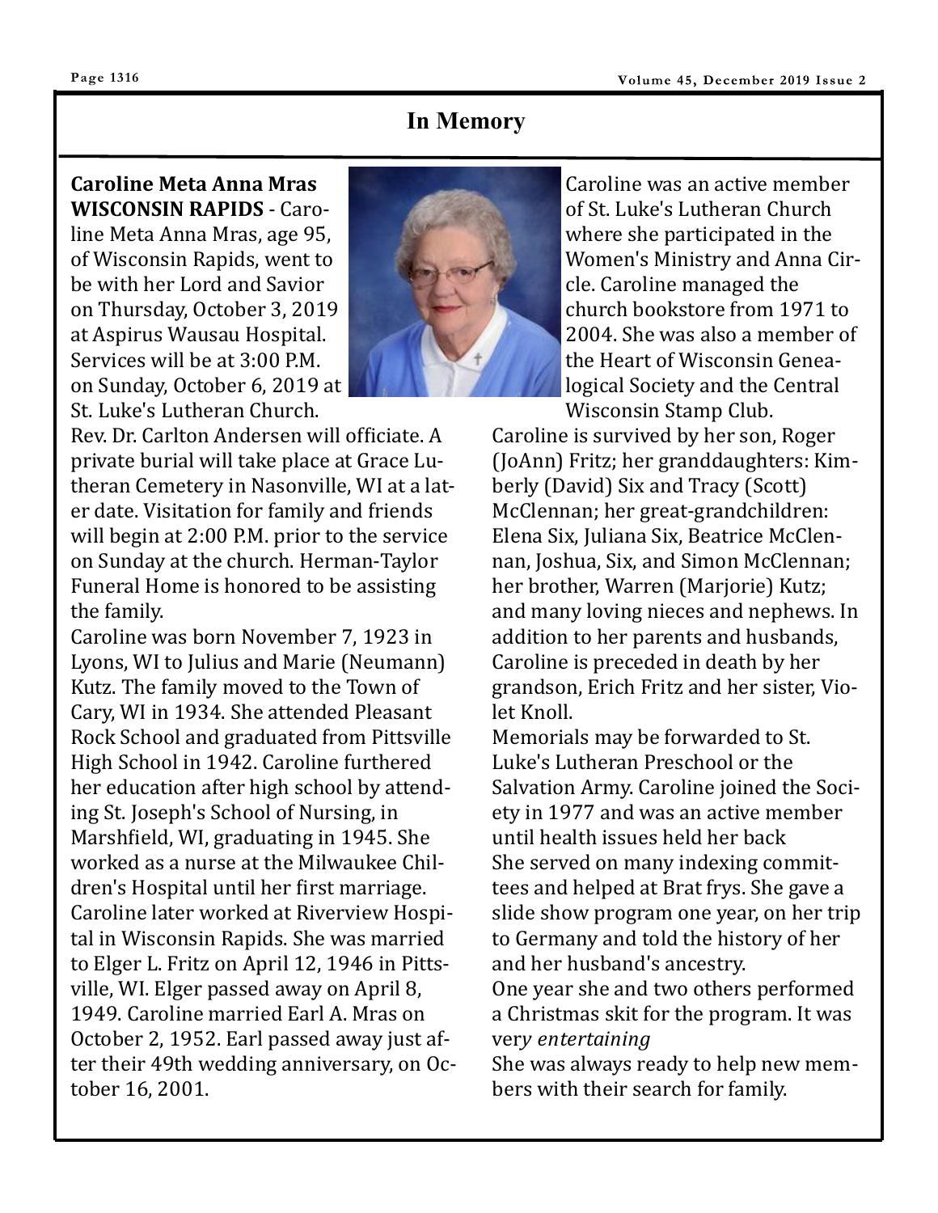# In Memory

**Caroline Meta Anna Mras**

**WISCONSIN RAPIDS** - Caroline Meta Anna Mras, age 95, of Wisconsin Rapids, went to be with her Lord and Savior on Thursday, October 3, 2019 at Aspirus Wausau Hospital. Services will be at 3:00 P.M. on Sunday, October 6, 2019 at St. Luke's Lutheran Church. Rev. Dr. Carlton Andersen will officiate. A private burial will take place at Grace Lutheran Cemetery in Nasonville, WI at a later date. Visitation for family and friends will begin at 2:00 P.M. prior to the service on Sunday at the church. Herman-Taylor Funeral Home is honored to be assisting the family.

Caroline was born November 7, 1923 in Lyons, WI to Julius and Marie (Neumann) Kutz. The family moved to the Town of Cary, WI in 1934. She attended Pleasant Rock School and graduated from Pittsville High School in 1942. Caroline furthered her education after high school by attending St. Joseph's School of Nursing, in Marshfield, WI, graduating in 1945. She worked as a nurse at the Milwaukee Children's Hospital until her first marriage. Caroline later worked at Riverview Hospital in Wisconsin Rapids. She was married to Elger L. Fritz on April 12, 1946 in Pittsville, WI. Elger passed away on April 8, 1949. Caroline married Earl A. Mras on October 2, 1952. Earl passed away just after their 49th wedding anniversary, on October 16, 2001.

Caroline was an active member of St. Luke's Lutheran Church where she participated in the Women's Ministry and Anna Circle. Caroline managed the church bookstore from 1971 to 2004. She was also a member of the Heart of Wisconsin Genealogical Society and the Central Wisconsin Stamp Club.

Caroline is survived by her son, Roger (JoAnn) Fritz; her granddaughters: Kimberly (David) Six and Tracy (Scott) McClennan; her great-grandchildren: Elena Six, Juliana Six, Beatrice McClennan, Joshua, Six, and Simon McClennan; her brother, Warren (Marjorie) Kutz; and many loving nieces and nephews. In addition to her parents and husbands, Caroline is preceded in death by her grandson, Erich Fritz and her sister, Violet Knoll.

Memorials may be forwarded to St. Luke's Lutheran Preschool or the Salvation Army. Caroline joined the Society in 1977 and was an active member until health issues held her back

She served on many indexing committees and helped at Brat frys. She gave a slide show program one year, on her trip to Germany and told the history of her and her husband's ancestry.

One year she and two others performed a Christmas skit for the program. It was ver*y entertaining*

She was always ready to help new members with their search for family.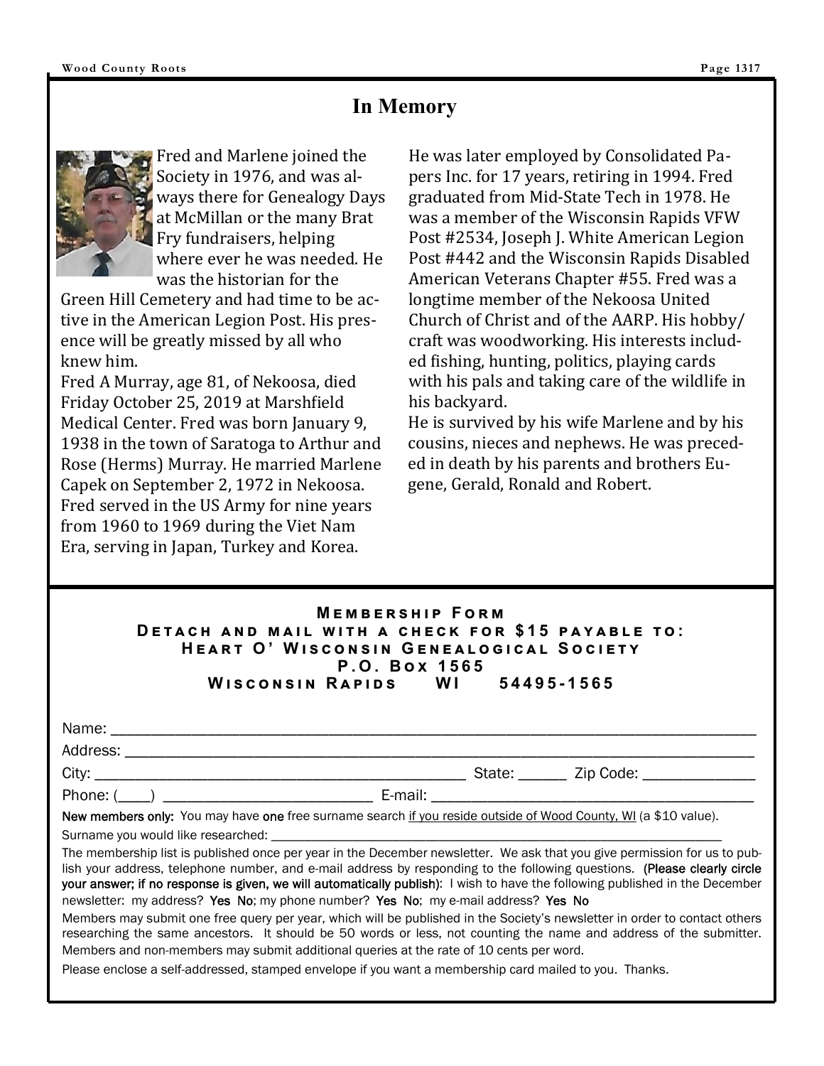# In Memory

Fred and Marlene joined the Society in 1976, and was always there for Genealogy Days at McMillan or the many Brat Fry fundraisers, helping where ever he was needed. He was the historian for the Green Hill Cemetery and had time to be active in the American Legion Post. His presence will be greatly missed by all who knew him.

Fred A Murray, age 81, of Nekoosa, died Friday October 25, 2019 at Marshfield Medical Center. Fred was born January 9, 1938 in the town of Saratoga to Arthur and Rose (Herms) Murray. He married Marlene Capek on September 2, 1972 in Nekoosa. Fred served in the US Army for nine years from 1960 to 1969 during the Viet Nam Era, serving in Japan, Turkey and Korea.

He was later employed by Consolidated Papers Inc. for 17 years, retiring in 1994. Fred graduated from Mid-State Tech in 1978. He was a member of the Wisconsin Rapids VFW Post #2534, Joseph J. White American Legion Post #442 and the Wisconsin Rapids Disabled American Veterans Chapter #55. Fred was a longtime member of the Nekoosa United Church of Christ and of the AARP. His hobby/craft was woodworking. His interests included fishing, hunting, politics, playing cards with his pals and taking care of the wildlife in his backyard.

He is survived by his wife Marlene and by his cousins, nieces and nephews. He was preceded in death by his parents and brothers Eugene, Gerald, Ronald and Robert.

---

**MEMBERSHIP FORM**
**DETACH AND MAIL WITH A CHECK FOR $15 PAYABLE TO:**
**HEART O' WISCONSIN GENEALOGICAL SOCIETY**
**P.O. BOX 1565**
**WISCONSIN RAPIDS WI 54495-1565**

Name: ____________________________________________

Address: __________________________________________

City: ______________________________ State: ______ Zip Code: ______________

Phone: (____) __________________________ E-mail: ______________________________

**New members only:** You may have **one** free surname search <u>if you reside outside of Wood County, WI</u> (a $10 value).

Surname you would like researched: ______________________________________________

The membership list is published once per year in the December newsletter. We ask that you give permission for us to publish your address, telephone number, and e-mail address by responding to the following questions. **(Please clearly circle your answer; if no response is given, we will automatically publish)**: I wish to have the following published in the December newsletter: my address? **Yes No**; my phone number? **Yes No**; my e-mail address? **Yes No**

Members may submit one free query per year, which will be published in the Society's newsletter in order to contact others researching the same ancestors. It should be 50 words or less, not counting the name and address of the submitter. Members and non-members may submit additional queries at the rate of 10 cents per word.

Please enclose a self-addressed, stamped envelope if you want a membership card mailed to you. Thanks.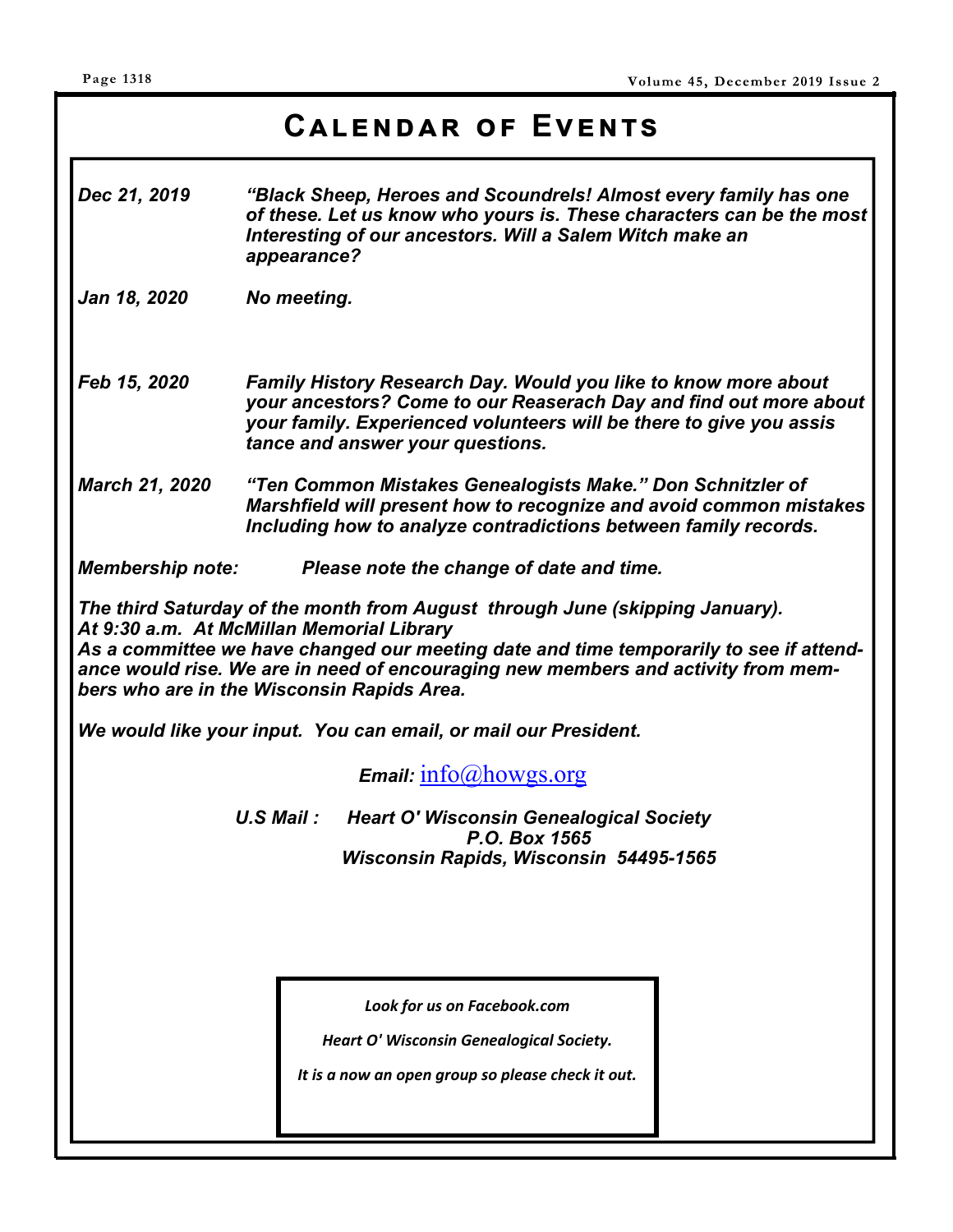# Calendar of Events

***Dec 21, 2019*** — *"Black Sheep, Heroes and Scoundrels! Almost every family has one of these. Let us know who yours is. These characters can be the most Interesting of our ancestors. Will a Salem Witch make an appearance?*

***Jan 18, 2020*** — *No meeting.*

***Feb 15, 2020*** — *Family History Research Day. Would you like to know more about your ancestors? Come to our Reaserach Day and find out more about your family. Experienced volunteers will be there to give you assis tance and answer your questions.*

***March 21, 2020*** — *"Ten Common Mistakes Genealogists Make." Don Schnitzler of Marshfield will present how to recognize and avoid common mistakes Including how to analyze contradictions between family records.*

***Membership note:*** *Please note the change of date and time.*

*The third Saturday of the month from August through June (skipping January). At 9:30 a.m. At McMillan Memorial Library*
*As a committee we have changed our meeting date and time temporarily to see if attendance would rise. We are in need of encouraging new members and activity from members who are in the Wisconsin Rapids Area.*

*We would like your input. You can email, or mail our President.*

*Email:* info@howgs.org

*U.S Mail :* *Heart O' Wisconsin Genealogical Society*
*P.O. Box 1565*
*Wisconsin Rapids, Wisconsin 54495-1565*

*Look for us on Facebook.com*

*Heart O' Wisconsin Genealogical Society.*

*It is a now an open group so please check it out.*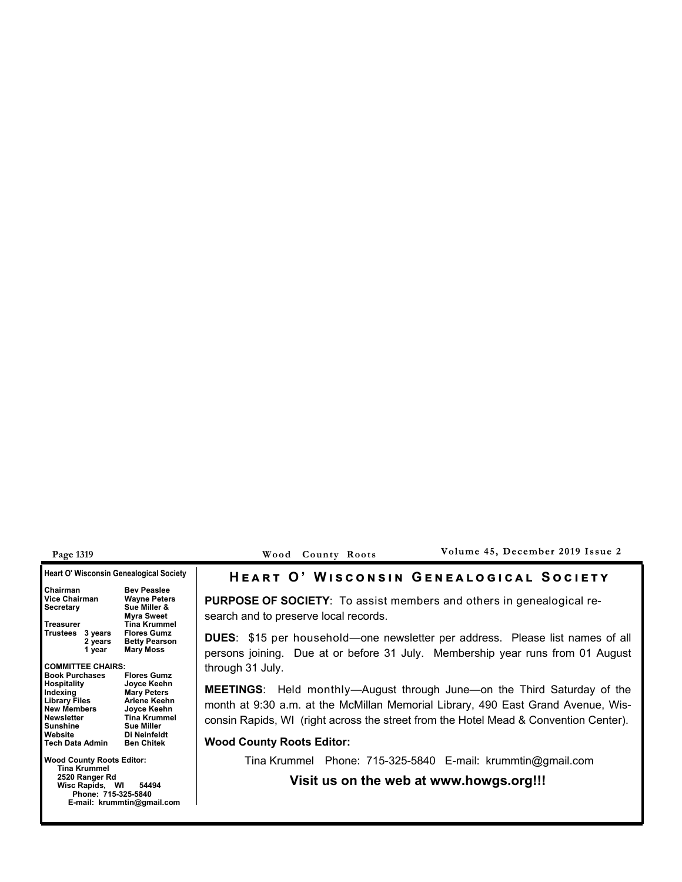**Heart O' Wisconsin Genealogical Society**

| | | |
|---|---|---|
| Chairman | | Bev Peaslee |
| Vice Chairman | | Wayne Peters |
| Secretary | | Sue Miller & Myra Sweet |
| Treasurer | | Tina Krummel |
| Trustees | 3 years | Flores Gumz |
| | 2 years | Betty Pearson |
| | 1 year | Mary Moss |

**COMMITTEE CHAIRS:**

| | |
|---|---|
| Book Purchases | Flores Gumz |
| Hospitality | Joyce Keehn |
| Indexing | Mary Peters |
| Library Files | Arlene Keehn |
| New Members | Joyce Keehn |
| Newsletter | Tina Krummel |
| Sunshine | Sue Miller |
| Website | Di Neinfeldt |
| Tech Data Admin | Ben Chitek |

**Wood County Roots Editor:**
Tina Krummel
2520 Ranger Rd
Wisc Rapids, WI 54494
Phone: 715-325-5840
E-mail: krummtin@gmail.com

## Heart O' Wisconsin Genealogical Society

**PURPOSE OF SOCIETY**: To assist members and others in genealogical research and to preserve local records.

**DUES**: $15 per household—one newsletter per address. Please list names of all persons joining. Due at or before 31 July. Membership year runs from 01 August through 31 July.

**MEETINGS**: Held monthly—August through June—on the Third Saturday of the month at 9:30 a.m. at the McMillan Memorial Library, 490 East Grand Avenue, Wisconsin Rapids, WI (right across the street from the Hotel Mead & Convention Center).

**Wood County Roots Editor:**

Tina Krummel Phone: 715-325-5840 E-mail: krummtin@gmail.com

**Visit us on the web at www.howgs.org!!!**